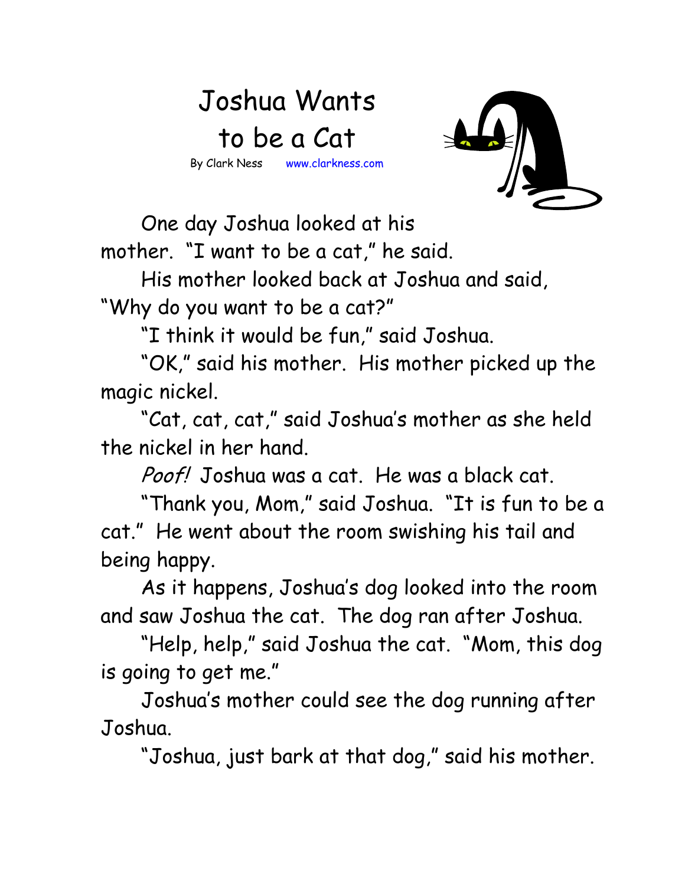# Joshua Wants to be a Cat

By Clark Ness www.clarkness.com

One day Joshua looked at his mother. "I want to be a cat," he said.

His mother looked back at Joshua and said, "Why do you want to be a cat?"

"I think it would be fun," said Joshua.

"OK," said his mother. His mother picked up the magic nickel.

"Cat, cat, cat," said Joshua's mother as she held the nickel in her hand.

*Poof!* Joshua was a cat. He was a black cat.

"Thank you, Mom," said Joshua. "It is fun to be a cat." He went about the room swishing his tail and being happy.

As it happens, Joshua's dog looked into the room and saw Joshua the cat. The dog ran after Joshua.

"Help, help," said Joshua the cat. "Mom, this dog is going to get me."

Joshua's mother could see the dog running after Joshua.

"Joshua, just bark at that dog," said his mother.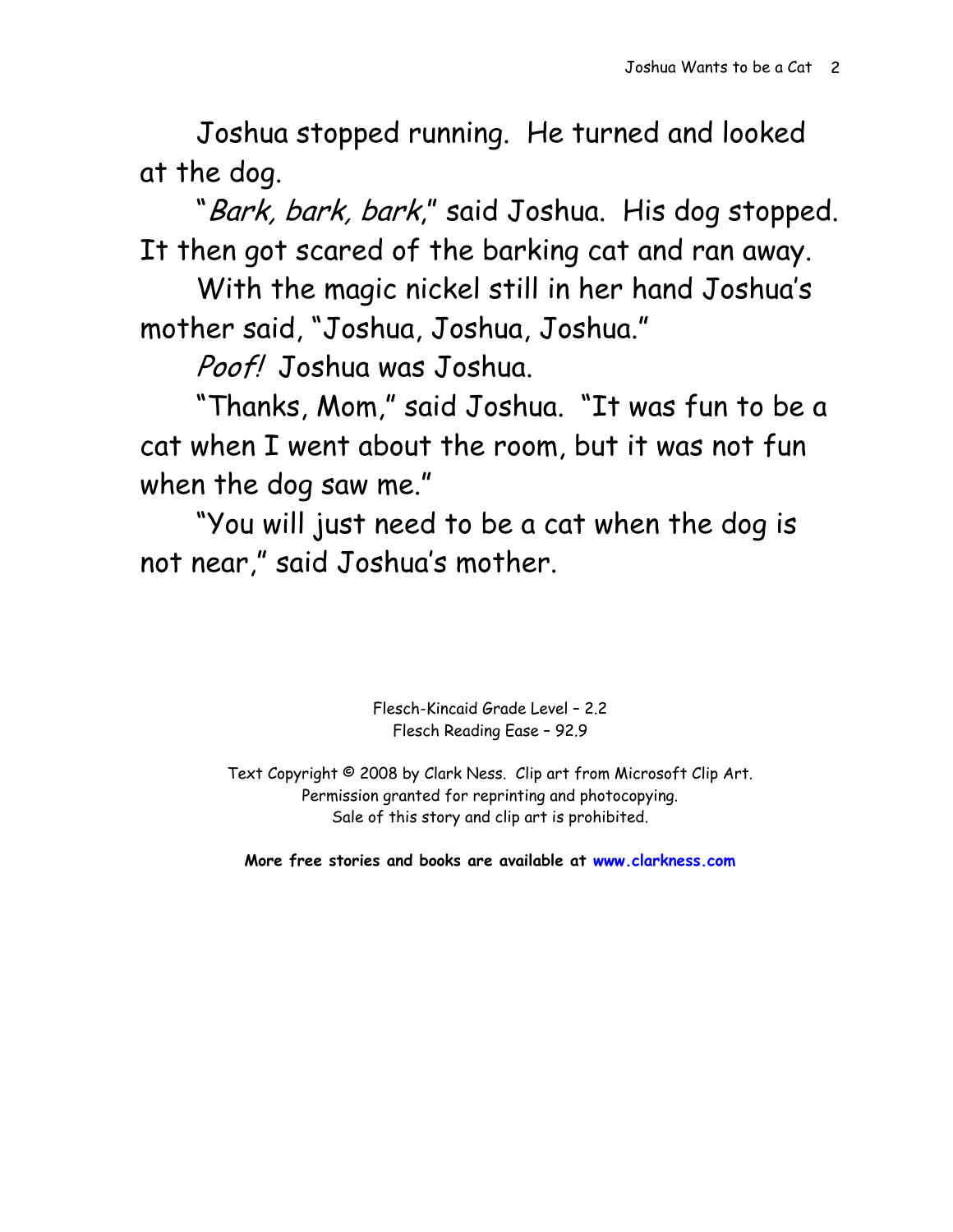Joshua stopped running. He turned and looked at the dog.

"*Bark, bark, bark*," said Joshua. His dog stopped. It then got scared of the barking cat and ran away.

With the magic nickel still in her hand Joshua's mother said, "Joshua, Joshua, Joshua."

*Poof!* Joshua was Joshua.

"Thanks, Mom," said Joshua. "It was fun to be a cat when I went about the room, but it was not fun when the dog saw me."

"You will just need to be a cat when the dog is not near," said Joshua's mother.

Flesch-Kincaid Grade Level – 2.2
Flesch Reading Ease – 92.9

Text Copyright © 2008 by Clark Ness. Clip art from Microsoft Clip Art.
Permission granted for reprinting and photocopying.
Sale of this story and clip art is prohibited.

**More free stories and books are available at www.clarkness.com**